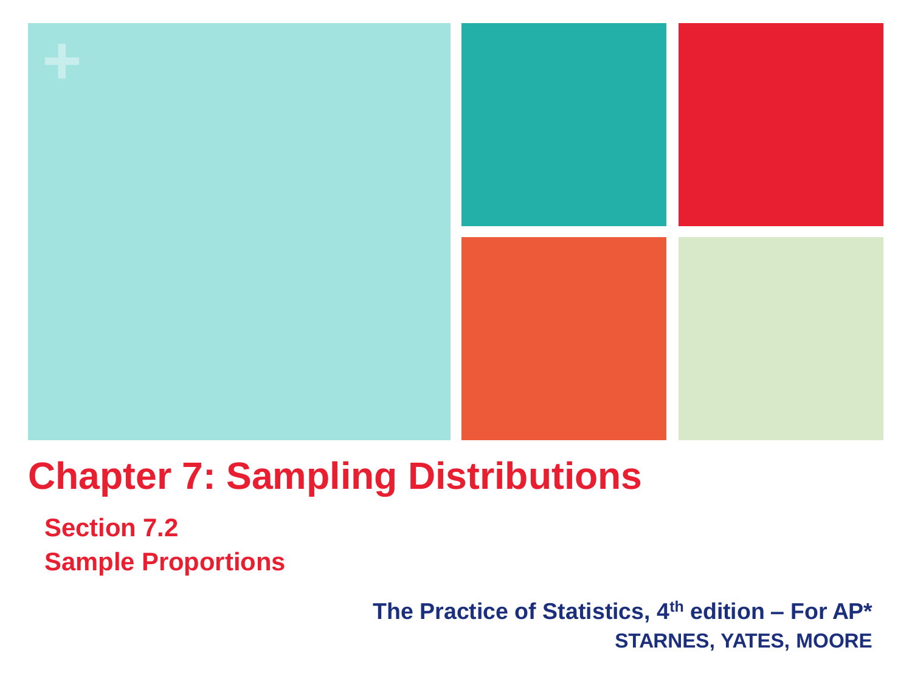# Chapter 7: Sampling Distributions

## Section 7.2

## Sample Proportions

**The Practice of Statistics, 4th edition – For AP***

**STARNES, YATES, MOORE**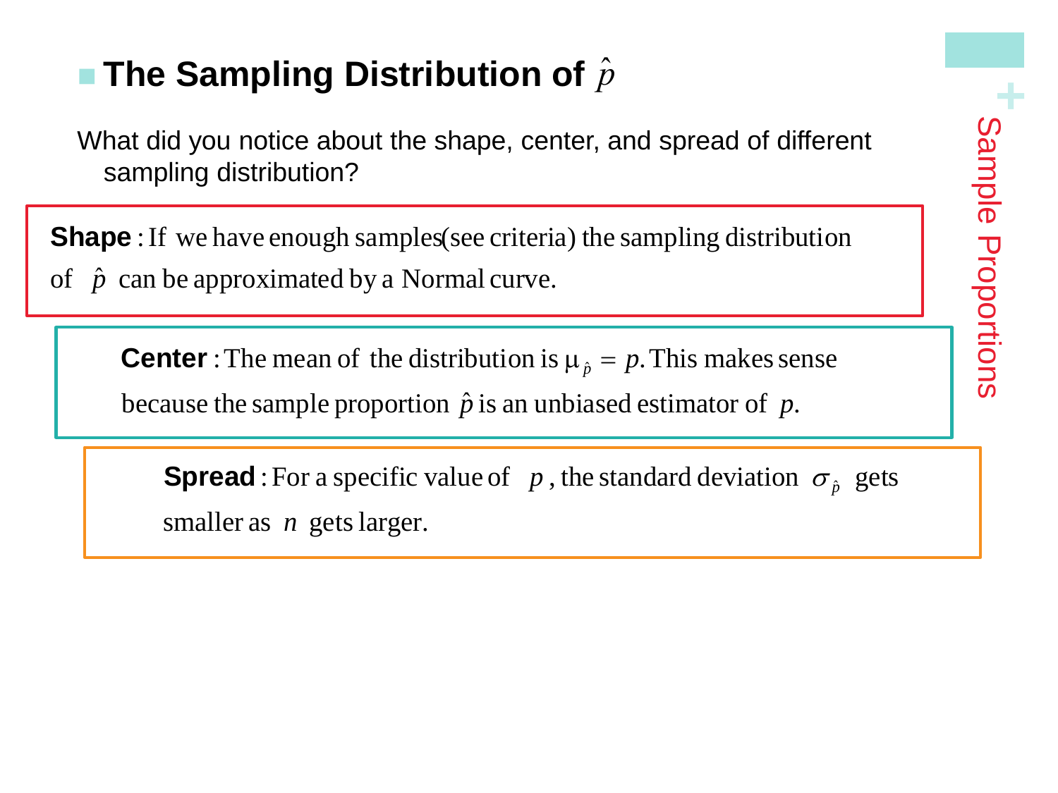## The Sampling Distribution of $\hat{p}$

What did you notice about the shape, center, and spread of different sampling distribution?

**Shape** : If we have enough samples(see criteria) the sampling distribution of $\hat{p}$ can be approximated by a Normal curve.

**Center** : The mean of the distribution is $\mu_{\hat{p}} = p$. This makes sense because the sample proportion $\hat{p}$ is an unbiased estimator of $p$.

**Spread** : For a specific value of $p$, the standard deviation $\sigma_{\hat{p}}$ gets smaller as $n$ gets larger.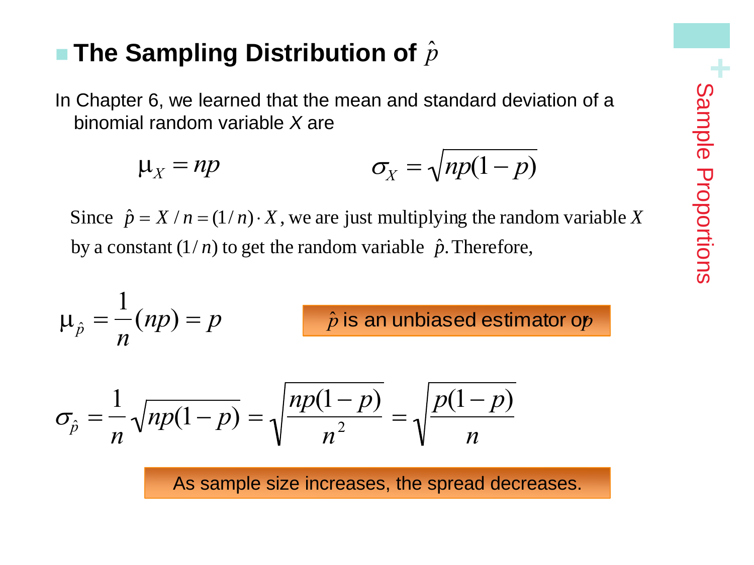## The Sampling Distribution of $\hat{p}$

In Chapter 6, we learned that the mean and standard deviation of a binomial random variable $X$ are

$$\mu_X = np \qquad \sigma_X = \sqrt{np(1-p)}$$

Since $\hat{p} = X/n = (1/n) \cdot X$, we are just multiplying the random variable $X$ by a constant $(1/n)$ to get the random variable $\hat{p}$. Therefore,

$$\mu_{\hat{p}} = \frac{1}{n}(np) = p$$

$\hat{p}$ is an unbiased estimator of $p$

$$\sigma_{\hat{p}} = \frac{1}{n}\sqrt{np(1-p)} = \sqrt{\frac{np(1-p)}{n^2}} = \sqrt{\frac{p(1-p)}{n}}$$

As sample size increases, the spread decreases.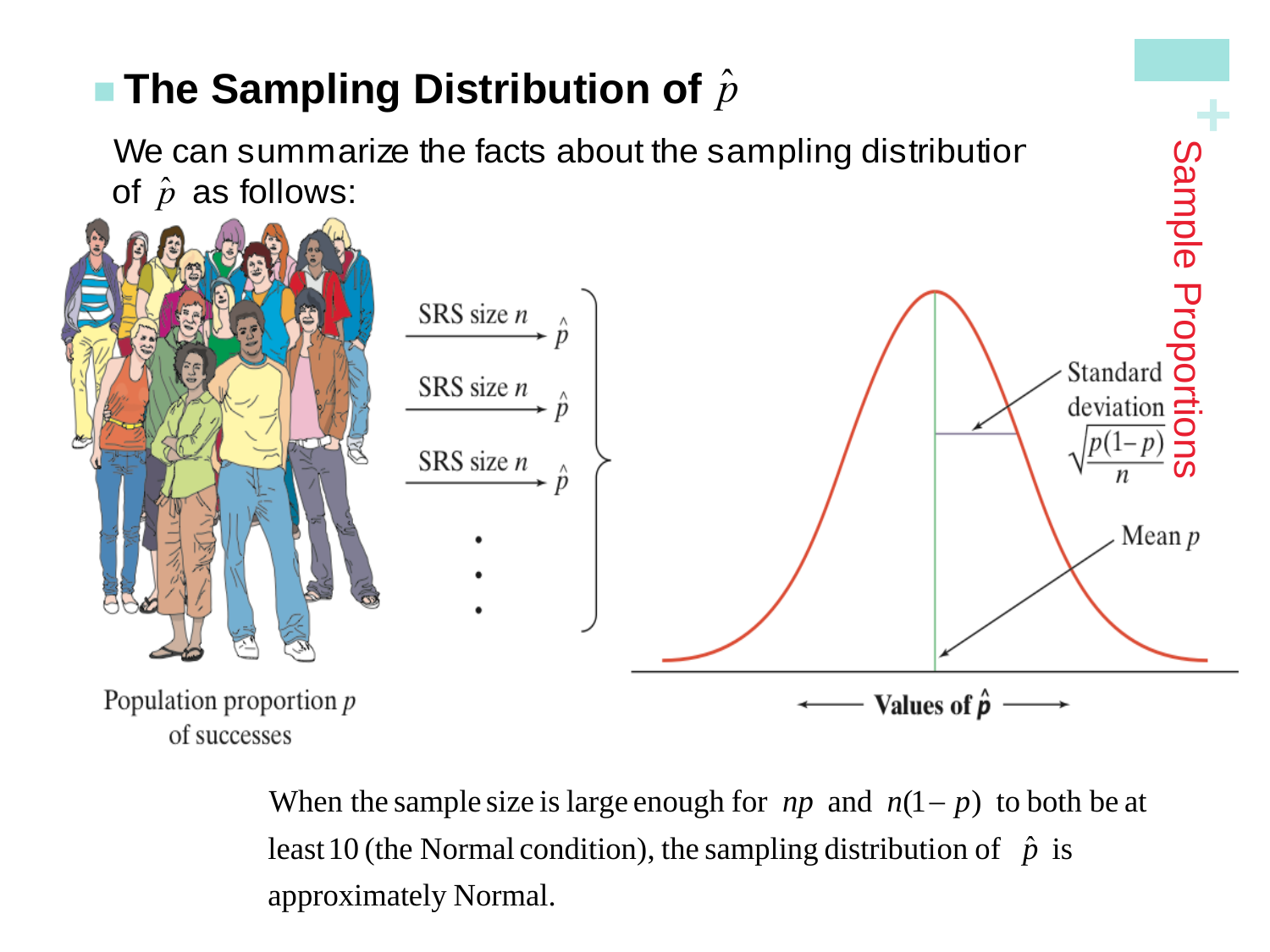## The Sampling Distribution of $\hat{p}$

We can summarize the facts about the sampling distribution of $\hat{p}$ as follows:

SRS size $n$ → $\hat{p}$

SRS size $n$ → $\hat{p}$

SRS size $n$ → $\hat{p}$

Population proportion $p$ of successes

Standard deviation $\sqrt{\frac{p(1-p)}{n}}$

Mean $p$

Values of $\hat{p}$

When the sample size is large enough for $np$ and $n(1-p)$ to both be at least 10 (the Normal condition), the sampling distribution of $\hat{p}$ is approximately Normal.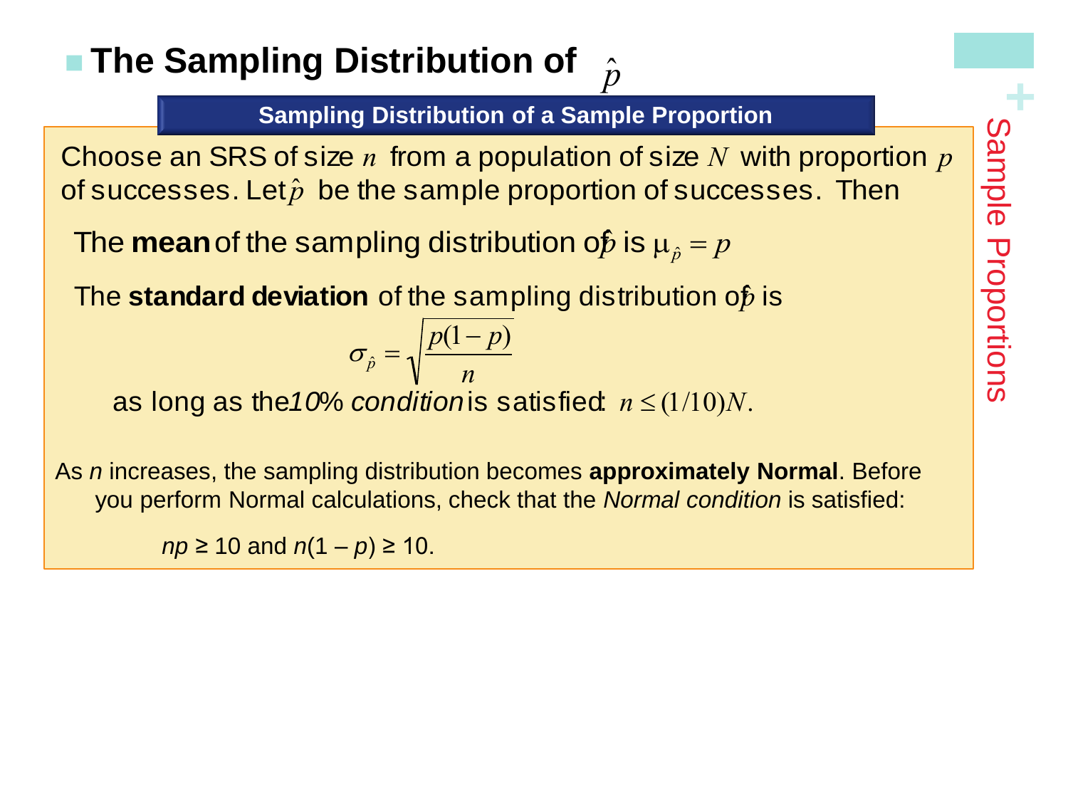## The Sampling Distribution of $\hat{p}$

**Sampling Distribution of a Sample Proportion**

Choose an SRS of size $n$ from a population of size $N$ with proportion $p$ of successes. Let $\hat{p}$ be the sample proportion of successes. Then

The **mean** of the sampling distribution of $\hat{p}$ is $\mu_{\hat{p}} = p$

The **standard deviation** of the sampling distribution of $\hat{p}$ is

$$\sigma_{\hat{p}} = \sqrt{\frac{p(1-p)}{n}}$$

as long as the *10% condition* is satisfied: $n \leq (1/10)N$.

As $n$ increases, the sampling distribution becomes **approximately Normal**. Before you perform Normal calculations, check that the *Normal condition* is satisfied:

$np \geq 10$ and $n(1 - p) \geq 10$.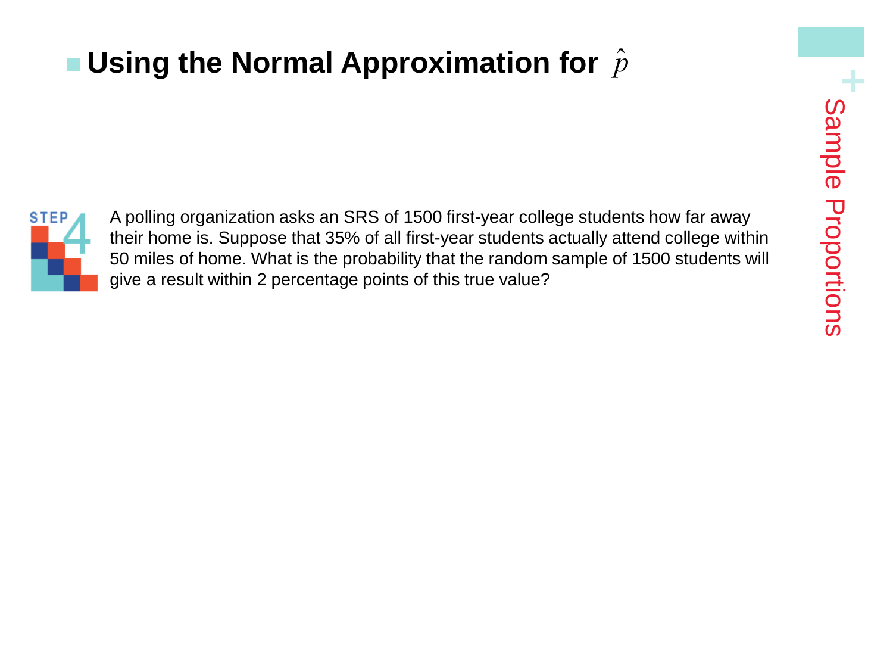# Using the Normal Approximation for $\hat{p}$

STEP 4

A polling organization asks an SRS of 1500 first-year college students how far away their home is. Suppose that 35% of all first-year students actually attend college within 50 miles of home. What is the probability that the random sample of 1500 students will give a result within 2 percentage points of this true value?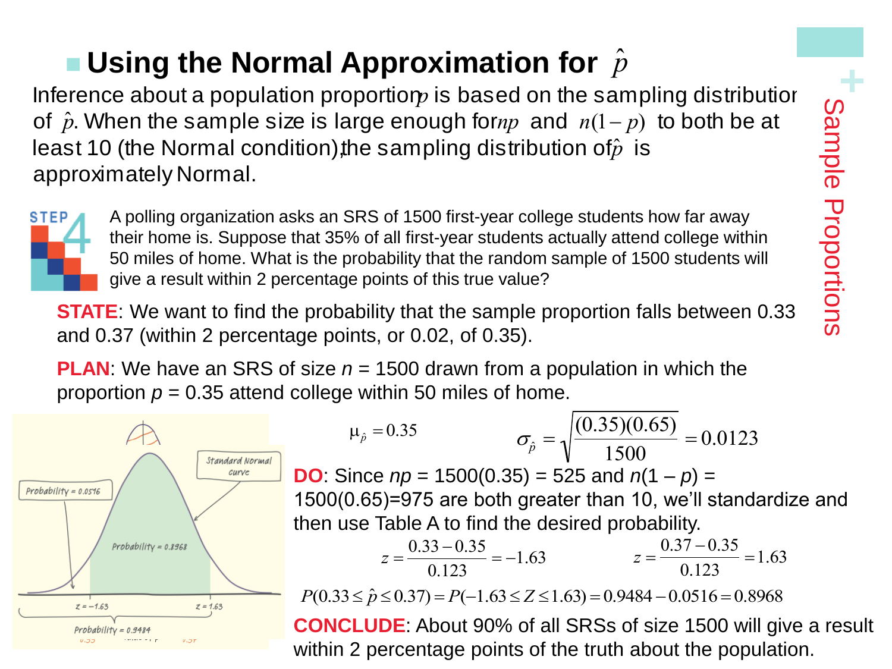## Using the Normal Approximation for $\hat{p}$

Inference about a population proportion $p$ is based on the sampling distribution of $\hat{p}$. When the sample size is large enough for $np$ and $n(1-p)$ to both be at least 10 (the Normal condition), the sampling distribution of $\hat{p}$ is approximately Normal.

STEP 4

A polling organization asks an SRS of 1500 first-year college students how far away their home is. Suppose that 35% of all first-year students actually attend college within 50 miles of home. What is the probability that the random sample of 1500 students will give a result within 2 percentage points of this true value?

**STATE**: We want to find the probability that the sample proportion falls between 0.33 and 0.37 (within 2 percentage points, or 0.02, of 0.35).

**PLAN**: We have an SRS of size *n* = 1500 drawn from a population in which the proportion *p* = 0.35 attend college within 50 miles of home.

$$\mu_{\hat{p}} = 0.35 \qquad \sigma_{\hat{p}} = \sqrt{\frac{(0.35)(0.65)}{1500}} = 0.0123$$

**DO**: Since $np = 1500(0.35) = 525$ and $n(1 - p) = 1500(0.65) = 975$ are both greater than 10, we'll standardize and then use Table A to find the desired probability.

$$z = \frac{0.33 - 0.35}{0.123} = -1.63 \qquad z = \frac{0.37 - 0.35}{0.123} = 1.63$$

$$P(0.33 \le \hat{p} \le 0.37) = P(-1.63 \le Z \le 1.63) = 0.9484 - 0.0516 = 0.8968$$

Standard Normal curve

Probability = 0.0516

Probability = 0.8968

z = −1.63

z = 1.63

Probability = 0.9484

**CONCLUDE**: About 90% of all SRSs of size 1500 will give a result within 2 percentage points of the truth about the population.